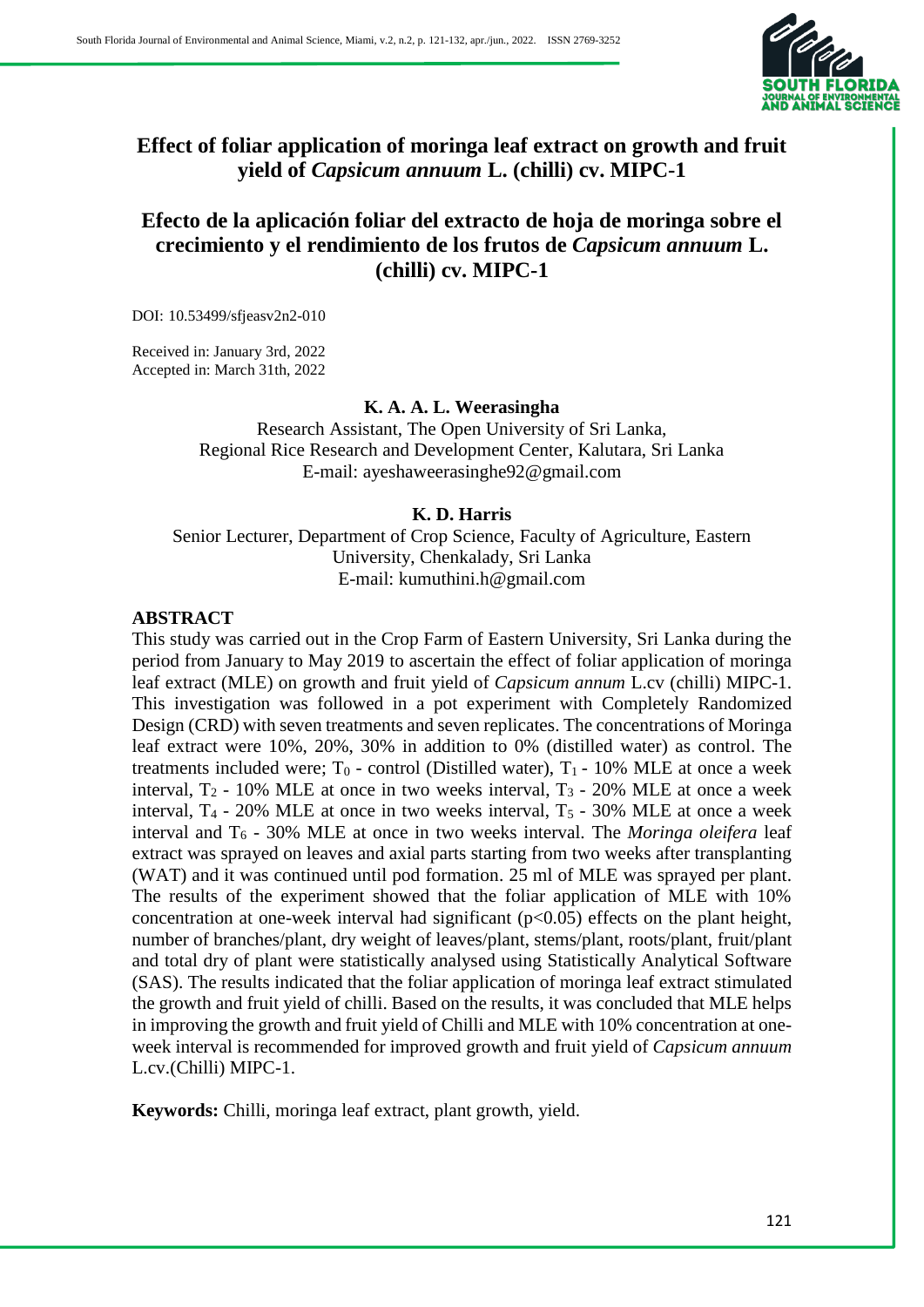# Effect of foliar application of moringa leaf extract on growth and fruit yield of *Capsicum annuum* L. (chilli) cv. MIPC-1

# Efecto de la aplicación foliar del extracto de hoja de moringa sobre el crecimiento y el rendimiento de los frutos de *Capsicum annuum* L. (chilli) cv. MIPC-1

DOI: 10.53499/sfjeasv2n2-010

Received in: January 3rd, 2022
Accepted in: March 31th, 2022

**K. A. A. L. Weerasingha**

Research Assistant, The Open University of Sri Lanka,
Regional Rice Research and Development Center, Kalutara, Sri Lanka
E-mail: ayeshaweerasinghe92@gmail.com

**K. D. Harris**

Senior Lecturer, Department of Crop Science, Faculty of Agriculture, Eastern University, Chenkalady, Sri Lanka
E-mail: kumuthini.h@gmail.com

## ABSTRACT

This study was carried out in the Crop Farm of Eastern University, Sri Lanka during the period from January to May 2019 to ascertain the effect of foliar application of moringa leaf extract (MLE) on growth and fruit yield of *Capsicum annum* L.cv (chilli) MIPC-1. This investigation was followed in a pot experiment with Completely Randomized Design (CRD) with seven treatments and seven replicates. The concentrations of Moringa leaf extract were 10%, 20%, 30% in addition to 0% (distilled water) as control. The treatments included were; $T_0$ - control (Distilled water), $T_1$ - 10% MLE at once a week interval, $T_2$ - 10% MLE at once in two weeks interval, $T_3$ - 20% MLE at once a week interval, $T_4$ - 20% MLE at once in two weeks interval, $T_5$ - 30% MLE at once a week interval and $T_6$ - 30% MLE at once in two weeks interval. The *Moringa oleifera* leaf extract was sprayed on leaves and axial parts starting from two weeks after transplanting (WAT) and it was continued until pod formation. 25 ml of MLE was sprayed per plant. The results of the experiment showed that the foliar application of MLE with 10% concentration at one-week interval had significant ($p<0.05$) effects on the plant height, number of branches/plant, dry weight of leaves/plant, stems/plant, roots/plant, fruit/plant and total dry of plant were statistically analysed using Statistically Analytical Software (SAS). The results indicated that the foliar application of moringa leaf extract stimulated the growth and fruit yield of chilli. Based on the results, it was concluded that MLE helps in improving the growth and fruit yield of Chilli and MLE with 10% concentration at one-week interval is recommended for improved growth and fruit yield of *Capsicum annuum* L.cv.(Chilli) MIPC-1.

**Keywords:** Chilli, moringa leaf extract, plant growth, yield.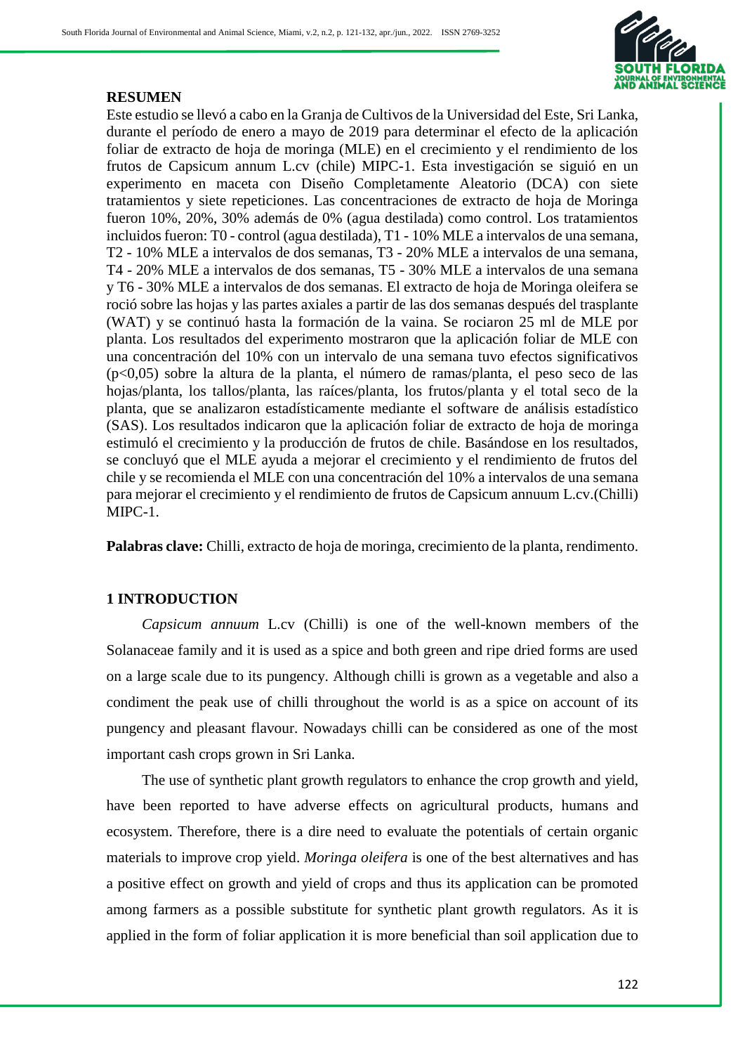**RESUMEN**

Este estudio se llevó a cabo en la Granja de Cultivos de la Universidad del Este, Sri Lanka, durante el período de enero a mayo de 2019 para determinar el efecto de la aplicación foliar de extracto de hoja de moringa (MLE) en el crecimiento y el rendimiento de los frutos de Capsicum annum L.cv (chile) MIPC-1. Esta investigación se siguió en un experimento en maceta con Diseño Completamente Aleatorio (DCA) con siete tratamientos y siete repeticiones. Las concentraciones de extracto de hoja de Moringa fueron 10%, 20%, 30% además de 0% (agua destilada) como control. Los tratamientos incluidos fueron: T0 - control (agua destilada), T1 - 10% MLE a intervalos de una semana, T2 - 10% MLE a intervalos de dos semanas, T3 - 20% MLE a intervalos de una semana, T4 - 20% MLE a intervalos de dos semanas, T5 - 30% MLE a intervalos de una semana y T6 - 30% MLE a intervalos de dos semanas. El extracto de hoja de Moringa oleifera se roció sobre las hojas y las partes axiales a partir de las dos semanas después del trasplante (WAT) y se continuó hasta la formación de la vaina. Se rociaron 25 ml de MLE por planta. Los resultados del experimento mostraron que la aplicación foliar de MLE con una concentración del 10% con un intervalo de una semana tuvo efectos significativos ($p<0,05$) sobre la altura de la planta, el número de ramas/planta, el peso seco de las hojas/planta, los tallos/planta, las raíces/planta, los frutos/planta y el total seco de la planta, que se analizaron estadísticamente mediante el software de análisis estadístico (SAS). Los resultados indicaron que la aplicación foliar de extracto de hoja de moringa estimuló el crecimiento y la producción de frutos de chile. Basándose en los resultados, se concluyó que el MLE ayuda a mejorar el crecimiento y el rendimiento de frutos del chile y se recomienda el MLE con una concentración del 10% a intervalos de una semana para mejorar el crecimiento y el rendimiento de frutos de Capsicum annuum L.cv.(Chilli) MIPC-1.

**Palabras clave:** Chilli, extracto de hoja de moringa, crecimiento de la planta, rendimento.

## 1 INTRODUCTION

*Capsicum annuum* L.cv (Chilli) is one of the well-known members of the Solanaceae family and it is used as a spice and both green and ripe dried forms are used on a large scale due to its pungency. Although chilli is grown as a vegetable and also a condiment the peak use of chilli throughout the world is as a spice on account of its pungency and pleasant flavour. Nowadays chilli can be considered as one of the most important cash crops grown in Sri Lanka.

The use of synthetic plant growth regulators to enhance the crop growth and yield, have been reported to have adverse effects on agricultural products, humans and ecosystem. Therefore, there is a dire need to evaluate the potentials of certain organic materials to improve crop yield. *Moringa oleifera* is one of the best alternatives and has a positive effect on growth and yield of crops and thus its application can be promoted among farmers as a possible substitute for synthetic plant growth regulators. As it is applied in the form of foliar application it is more beneficial than soil application due to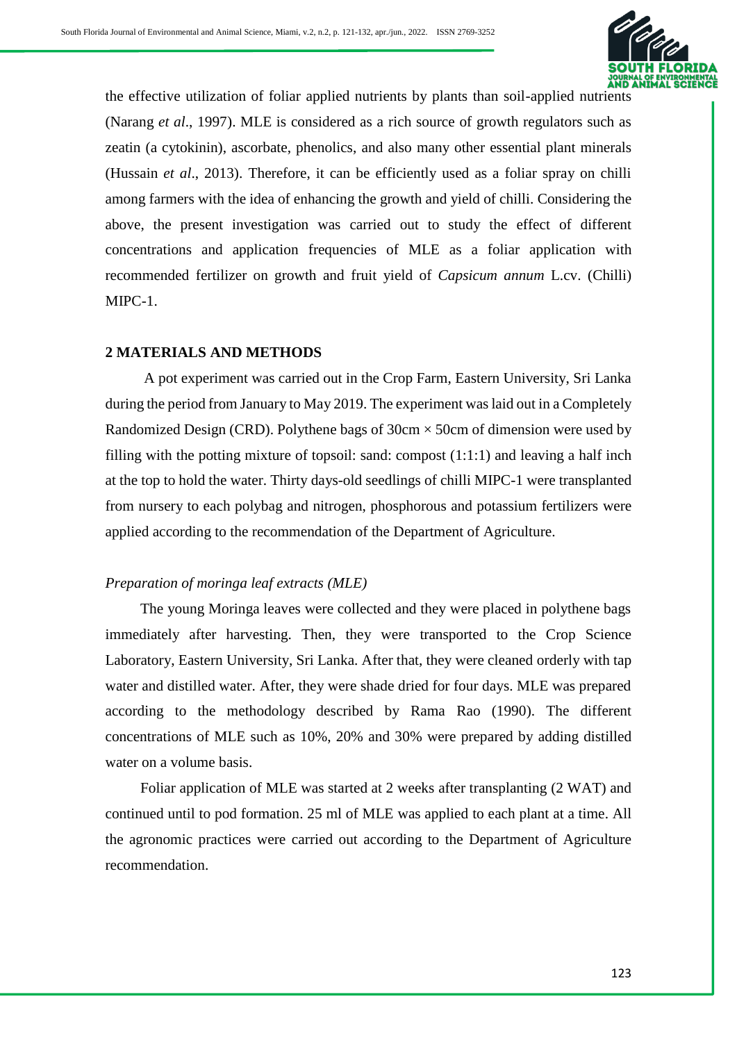the effective utilization of foliar applied nutrients by plants than soil-applied nutrients (Narang *et al*., 1997). MLE is considered as a rich source of growth regulators such as zeatin (a cytokinin), ascorbate, phenolics, and also many other essential plant minerals (Hussain *et al*., 2013). Therefore, it can be efficiently used as a foliar spray on chilli among farmers with the idea of enhancing the growth and yield of chilli. Considering the above, the present investigation was carried out to study the effect of different concentrations and application frequencies of MLE as a foliar application with recommended fertilizer on growth and fruit yield of *Capsicum annum* L.cv. (Chilli) MIPC-1.

## 2 MATERIALS AND METHODS

A pot experiment was carried out in the Crop Farm, Eastern University, Sri Lanka during the period from January to May 2019. The experiment was laid out in a Completely Randomized Design (CRD). Polythene bags of 30cm × 50cm of dimension were used by filling with the potting mixture of topsoil: sand: compost (1:1:1) and leaving a half inch at the top to hold the water. Thirty days-old seedlings of chilli MIPC-1 were transplanted from nursery to each polybag and nitrogen, phosphorous and potassium fertilizers were applied according to the recommendation of the Department of Agriculture.

### *Preparation of moringa leaf extracts (MLE)*

The young Moringa leaves were collected and they were placed in polythene bags immediately after harvesting. Then, they were transported to the Crop Science Laboratory, Eastern University, Sri Lanka. After that, they were cleaned orderly with tap water and distilled water. After, they were shade dried for four days. MLE was prepared according to the methodology described by Rama Rao (1990). The different concentrations of MLE such as 10%, 20% and 30% were prepared by adding distilled water on a volume basis.

Foliar application of MLE was started at 2 weeks after transplanting (2 WAT) and continued until to pod formation. 25 ml of MLE was applied to each plant at a time. All the agronomic practices were carried out according to the Department of Agriculture recommendation.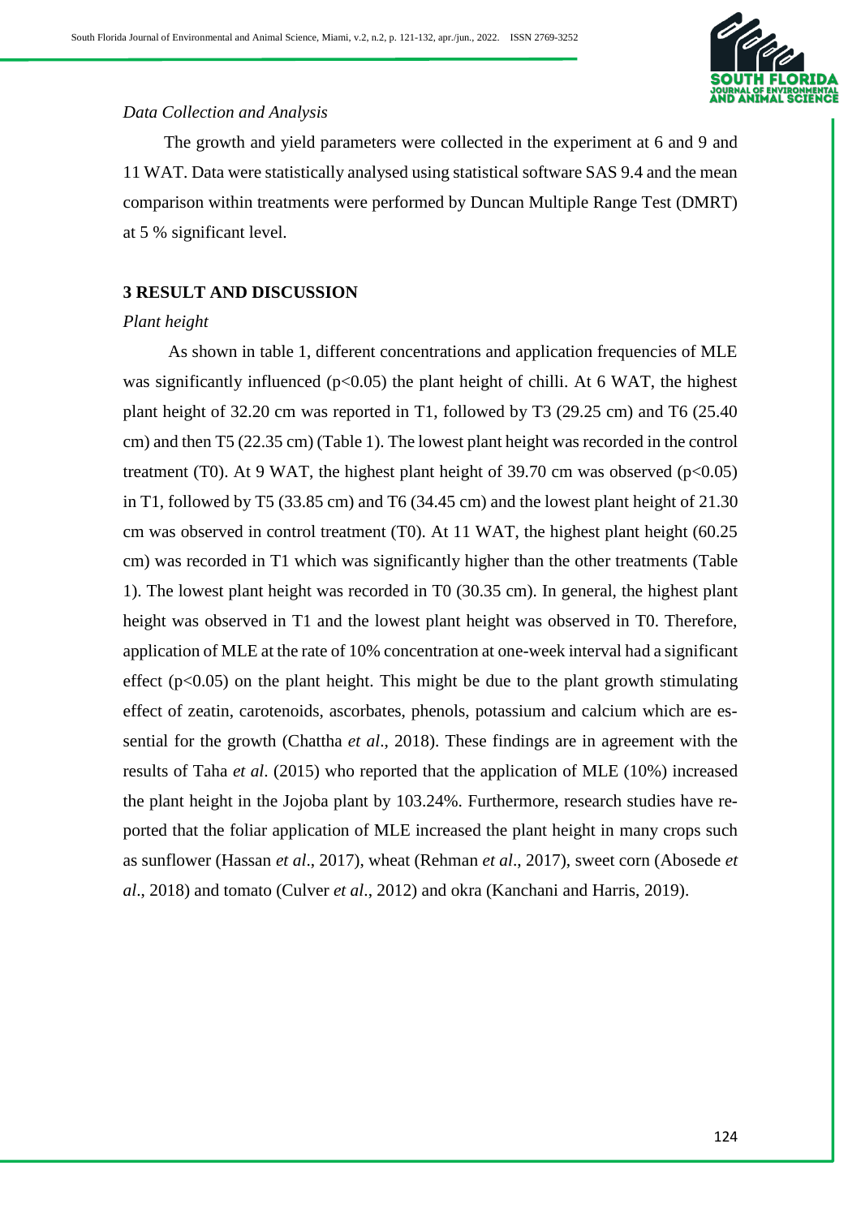*Data Collection and Analysis*

The growth and yield parameters were collected in the experiment at 6 and 9 and 11 WAT. Data were statistically analysed using statistical software SAS 9.4 and the mean comparison within treatments were performed by Duncan Multiple Range Test (DMRT) at 5 % significant level.

## 3 RESULT AND DISCUSSION

*Plant height*

As shown in table 1, different concentrations and application frequencies of MLE was significantly influenced ($p<0.05$) the plant height of chilli. At 6 WAT, the highest plant height of 32.20 cm was reported in T1, followed by T3 (29.25 cm) and T6 (25.40 cm) and then T5 (22.35 cm) (Table 1). The lowest plant height was recorded in the control treatment (T0). At 9 WAT, the highest plant height of 39.70 cm was observed ($p<0.05$) in T1, followed by T5 (33.85 cm) and T6 (34.45 cm) and the lowest plant height of 21.30 cm was observed in control treatment (T0). At 11 WAT, the highest plant height (60.25 cm) was recorded in T1 which was significantly higher than the other treatments (Table 1). The lowest plant height was recorded in T0 (30.35 cm). In general, the highest plant height was observed in T1 and the lowest plant height was observed in T0. Therefore, application of MLE at the rate of 10% concentration at one-week interval had a significant effect ($p<0.05$) on the plant height. This might be due to the plant growth stimulating effect of zeatin, carotenoids, ascorbates, phenols, potassium and calcium which are essential for the growth (Chattha *et al*., 2018). These findings are in agreement with the results of Taha *et al*. (2015) who reported that the application of MLE (10%) increased the plant height in the Jojoba plant by 103.24%. Furthermore, research studies have reported that the foliar application of MLE increased the plant height in many crops such as sunflower (Hassan *et al*., 2017), wheat (Rehman *et al*., 2017), sweet corn (Abosede *et al*., 2018) and tomato (Culver *et al*., 2012) and okra (Kanchani and Harris, 2019).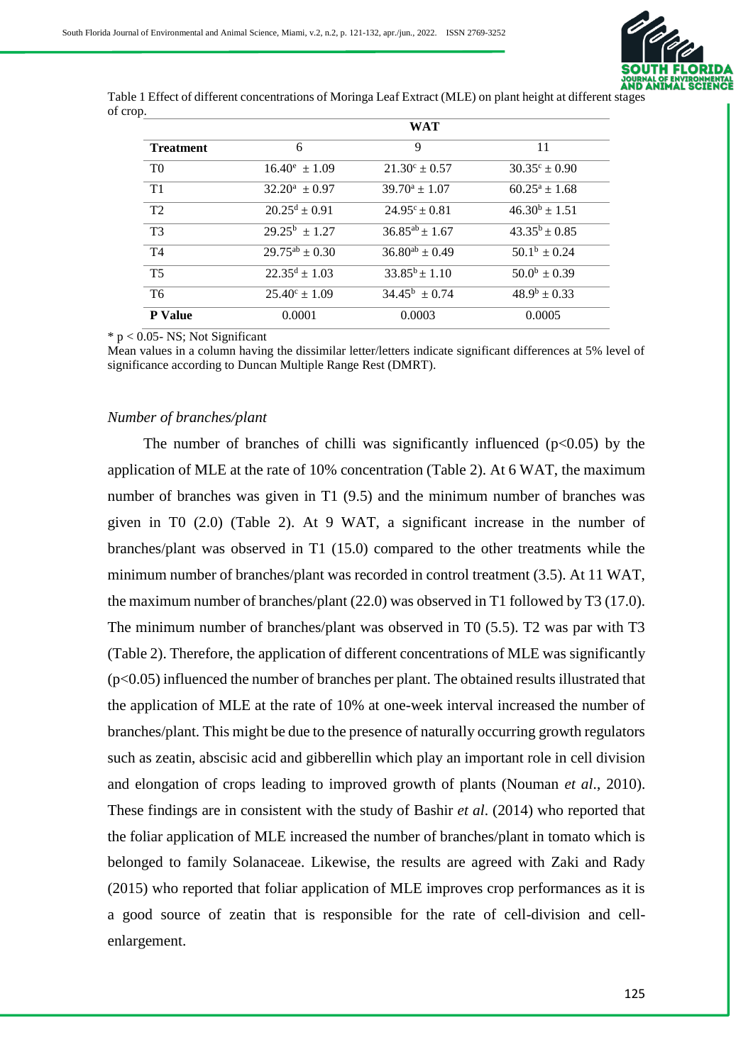Table 1 Effect of different concentrations of Moringa Leaf Extract (MLE) on plant height at different stages of crop.

| Treatment | WAT | | |
|---|---|---|---|
| | 6 | 9 | 11 |
| T0 | $16.40^{e} \pm 1.09$ | $21.30^{c} \pm 0.57$ | $30.35^{c} \pm 0.90$ |
| T1 | $32.20^{a} \pm 0.97$ | $39.70^{a} \pm 1.07$ | $60.25^{a} \pm 1.68$ |
| T2 | $20.25^{d} \pm 0.91$ | $24.95^{c} \pm 0.81$ | $46.30^{b} \pm 1.51$ |
| T3 | $29.25^{b} \pm 1.27$ | $36.85^{ab} \pm 1.67$ | $43.35^{b} \pm 0.85$ |
| T4 | $29.75^{ab} \pm 0.30$ | $36.80^{ab} \pm 0.49$ | $50.1^{b} \pm 0.24$ |
| T5 | $22.35^{d} \pm 1.03$ | $33.85^{b} \pm 1.10$ | $50.0^{b} \pm 0.39$ |
| T6 | $25.40^{c} \pm 1.09$ | $34.45^{b} \pm 0.74$ | $48.9^{b} \pm 0.33$ |
| **P Value** | 0.0001 | 0.0003 | 0.0005 |

* $p < 0.05$- NS; Not Significant

Mean values in a column having the dissimilar letter/letters indicate significant differences at 5% level of significance according to Duncan Multiple Range Rest (DMRT).

### *Number of branches/plant*

The number of branches of chilli was significantly influenced ($p<0.05$) by the application of MLE at the rate of 10% concentration (Table 2). At 6 WAT, the maximum number of branches was given in T1 (9.5) and the minimum number of branches was given in T0 (2.0) (Table 2). At 9 WAT, a significant increase in the number of branches/plant was observed in T1 (15.0) compared to the other treatments while the minimum number of branches/plant was recorded in control treatment (3.5). At 11 WAT, the maximum number of branches/plant (22.0) was observed in T1 followed by T3 (17.0). The minimum number of branches/plant was observed in T0 (5.5). T2 was par with T3 (Table 2). Therefore, the application of different concentrations of MLE was significantly ($p<0.05$) influenced the number of branches per plant. The obtained results illustrated that the application of MLE at the rate of 10% at one-week interval increased the number of branches/plant. This might be due to the presence of naturally occurring growth regulators such as zeatin, abscisic acid and gibberellin which play an important role in cell division and elongation of crops leading to improved growth of plants (Nouman *et al*., 2010). These findings are in consistent with the study of Bashir *et al*. (2014) who reported that the foliar application of MLE increased the number of branches/plant in tomato which is belonged to family Solanaceae. Likewise, the results are agreed with Zaki and Rady (2015) who reported that foliar application of MLE improves crop performances as it is a good source of zeatin that is responsible for the rate of cell-division and cell-enlargement.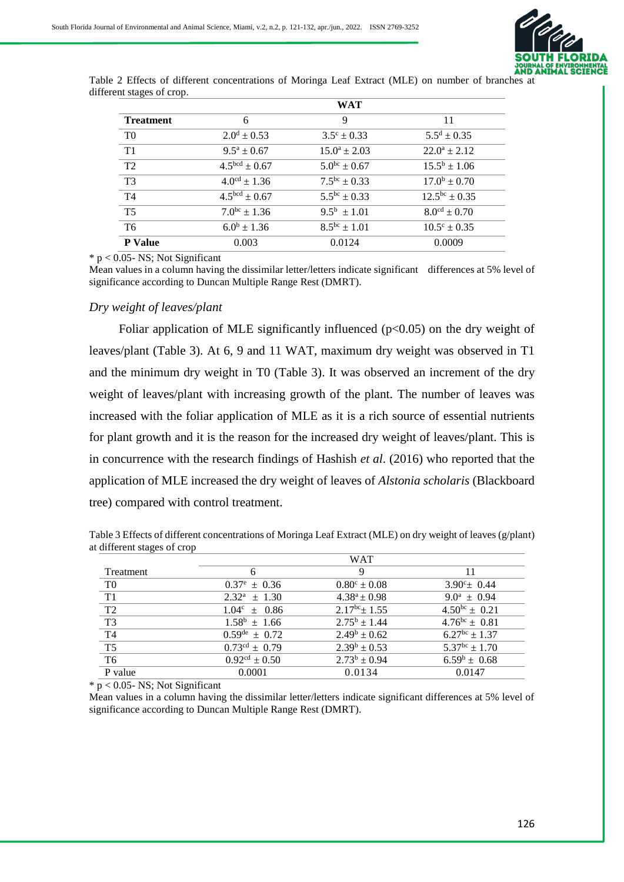Table 2 Effects of different concentrations of Moringa Leaf Extract (MLE) on number of branches at different stages of crop.

| | WAT | | |
|---|---|---|---|
| **Treatment** | 6 | 9 | 11 |
| T0 | $2.0^{d} \pm 0.53$ | $3.5^{c} \pm 0.33$ | $5.5^{d} \pm 0.35$ |
| T1 | $9.5^{a} \pm 0.67$ | $15.0^{a} \pm 2.03$ | $22.0^{a} \pm 2.12$ |
| T2 | $4.5^{bcd} \pm 0.67$ | $5.0^{bc} \pm 0.67$ | $15.5^{b} \pm 1.06$ |
| T3 | $4.0^{cd} \pm 1.36$ | $7.5^{bc} \pm 0.33$ | $17.0^{b} \pm 0.70$ |
| T4 | $4.5^{bcd} \pm 0.67$ | $5.5^{bc} \pm 0.33$ | $12.5^{bc} \pm 0.35$ |
| T5 | $7.0^{bc} \pm 1.36$ | $9.5^{b} \pm 1.01$ | $8.0^{cd} \pm 0.70$ |
| T6 | $6.0^{b} \pm 1.36$ | $8.5^{bc} \pm 1.01$ | $10.5^{c} \pm 0.35$ |
| **P Value** | 0.003 | 0.0124 | 0.0009 |

* $p < 0.05$- NS; Not Significant
Mean values in a column having the dissimilar letter/letters indicate significant differences at 5% level of significance according to Duncan Multiple Range Rest (DMRT).

### *Dry weight of leaves/plant*

Foliar application of MLE significantly influenced ($p<0.05$) on the dry weight of leaves/plant (Table 3). At 6, 9 and 11 WAT, maximum dry weight was observed in T1 and the minimum dry weight in T0 (Table 3). It was observed an increment of the dry weight of leaves/plant with increasing growth of the plant. The number of leaves was increased with the foliar application of MLE as it is a rich source of essential nutrients for plant growth and it is the reason for the increased dry weight of leaves/plant. This is in concurrence with the research findings of Hashish *et al*. (2016) who reported that the application of MLE increased the dry weight of leaves of *Alstonia scholaris* (Blackboard tree) compared with control treatment.

Table 3 Effects of different concentrations of Moringa Leaf Extract (MLE) on dry weight of leaves (g/plant) at different stages of crop

| | WAT | | |
|---|---|---|---|
| Treatment | 6 | 9 | 11 |
| T0 | $0.37^{e} \pm 0.36$ | $0.80^{c} \pm 0.08$ | $3.90^{c} \pm 0.44$ |
| T1 | $2.32^{a} \pm 1.30$ | $4.38^{a} \pm 0.98$ | $9.0^{a} \pm 0.94$ |
| T2 | $1.04^{c} \pm 0.86$ | $2.17^{bc} \pm 1.55$ | $4.50^{bc} \pm 0.21$ |
| T3 | $1.58^{b} \pm 1.66$ | $2.75^{b} \pm 1.44$ | $4.76^{bc} \pm 0.81$ |
| T4 | $0.59^{de} \pm 0.72$ | $2.49^{b} \pm 0.62$ | $6.27^{bc} \pm 1.37$ |
| T5 | $0.73^{cd} \pm 0.79$ | $2.39^{b} \pm 0.53$ | $5.37^{bc} \pm 1.70$ |
| T6 | $0.92^{cd} \pm 0.50$ | $2.73^{b} \pm 0.94$ | $6.59^{b} \pm 0.68$ |
| P value | 0.0001 | 0.0134 | 0.0147 |

* $p < 0.05$- NS; Not Significant
Mean values in a column having the dissimilar letter/letters indicate significant differences at 5% level of significance according to Duncan Multiple Range Rest (DMRT).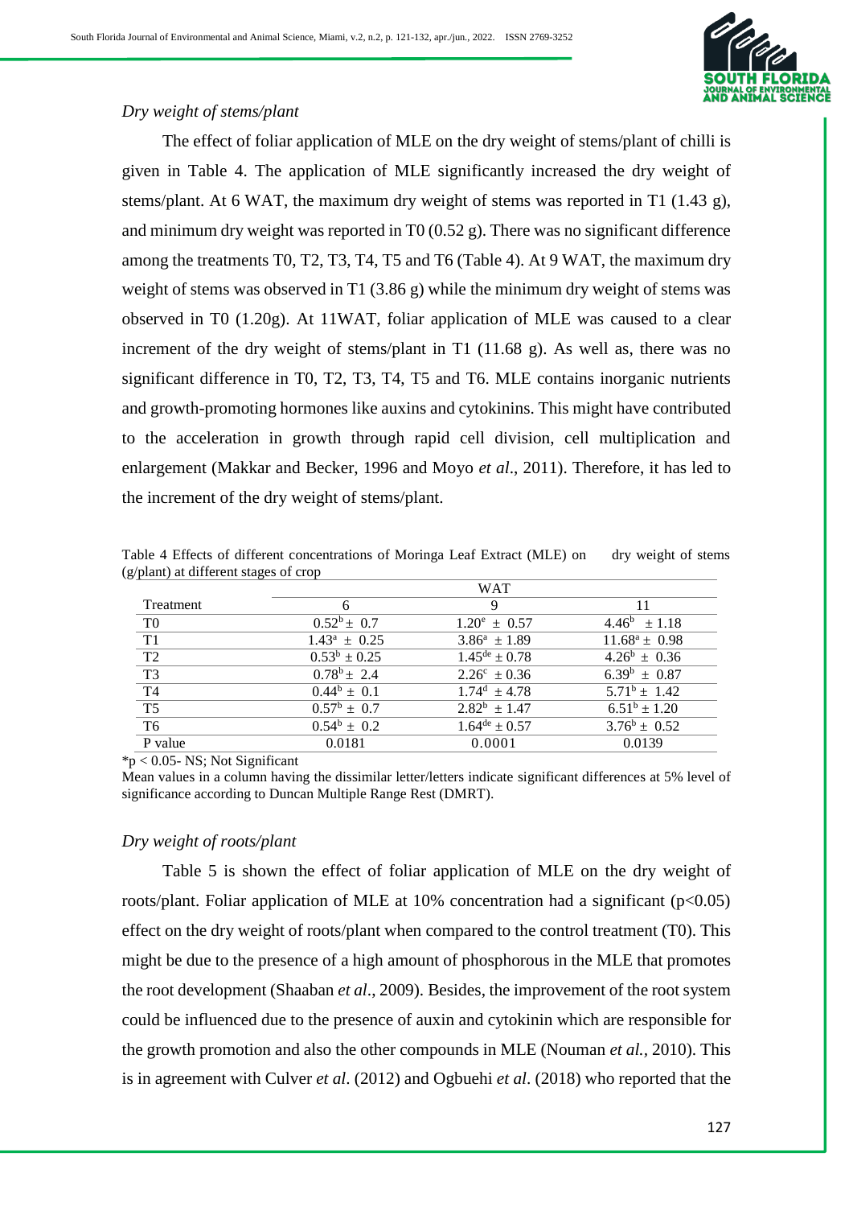*Dry weight of stems/plant*

The effect of foliar application of MLE on the dry weight of stems/plant of chilli is given in Table 4. The application of MLE significantly increased the dry weight of stems/plant. At 6 WAT, the maximum dry weight of stems was reported in T1 (1.43 g), and minimum dry weight was reported in T0 (0.52 g). There was no significant difference among the treatments T0, T2, T3, T4, T5 and T6 (Table 4). At 9 WAT, the maximum dry weight of stems was observed in T1 (3.86 g) while the minimum dry weight of stems was observed in T0 (1.20g). At 11WAT, foliar application of MLE was caused to a clear increment of the dry weight of stems/plant in T1 (11.68 g). As well as, there was no significant difference in T0, T2, T3, T4, T5 and T6. MLE contains inorganic nutrients and growth-promoting hormones like auxins and cytokinins. This might have contributed to the acceleration in growth through rapid cell division, cell multiplication and enlargement (Makkar and Becker, 1996 and Moyo *et al*., 2011). Therefore, it has led to the increment of the dry weight of stems/plant.

Table 4 Effects of different concentrations of Moringa Leaf Extract (MLE) on dry weight of stems (g/plant) at different stages of crop

| Treatment | WAT | | |
|---|---|---|---|
| | 6 | 9 | 11 |
| T0 | $0.52^{b} \pm 0.7$ | $1.20^{e} \pm 0.57$ | $4.46^{b} \pm 1.18$ |
| T1 | $1.43^{a} \pm 0.25$ | $3.86^{a} \pm 1.89$ | $11.68^{a} \pm 0.98$ |
| T2 | $0.53^{b} \pm 0.25$ | $1.45^{de} \pm 0.78$ | $4.26^{b} \pm 0.36$ |
| T3 | $0.78^{b} \pm 2.4$ | $2.26^{c} \pm 0.36$ | $6.39^{b} \pm 0.87$ |
| T4 | $0.44^{b} \pm 0.1$ | $1.74^{d} \pm 4.78$ | $5.71^{b} \pm 1.42$ |
| T5 | $0.57^{b} \pm 0.7$ | $2.82^{b} \pm 1.47$ | $6.51^{b} \pm 1.20$ |
| T6 | $0.54^{b} \pm 0.2$ | $1.64^{de} \pm 0.57$ | $3.76^{b} \pm 0.52$ |
| P value | 0.0181 | 0.0001 | 0.0139 |

*$p < 0.05$- NS; Not Significant

Mean values in a column having the dissimilar letter/letters indicate significant differences at 5% level of significance according to Duncan Multiple Range Rest (DMRT).

*Dry weight of roots/plant*

Table 5 is shown the effect of foliar application of MLE on the dry weight of roots/plant. Foliar application of MLE at 10% concentration had a significant ($p<0.05$) effect on the dry weight of roots/plant when compared to the control treatment (T0). This might be due to the presence of a high amount of phosphorous in the MLE that promotes the root development (Shaaban *et al*., 2009). Besides, the improvement of the root system could be influenced due to the presence of auxin and cytokinin which are responsible for the growth promotion and also the other compounds in MLE (Nouman *et al.*, 2010). This is in agreement with Culver *et al*. (2012) and Ogbuehi *et al*. (2018) who reported that the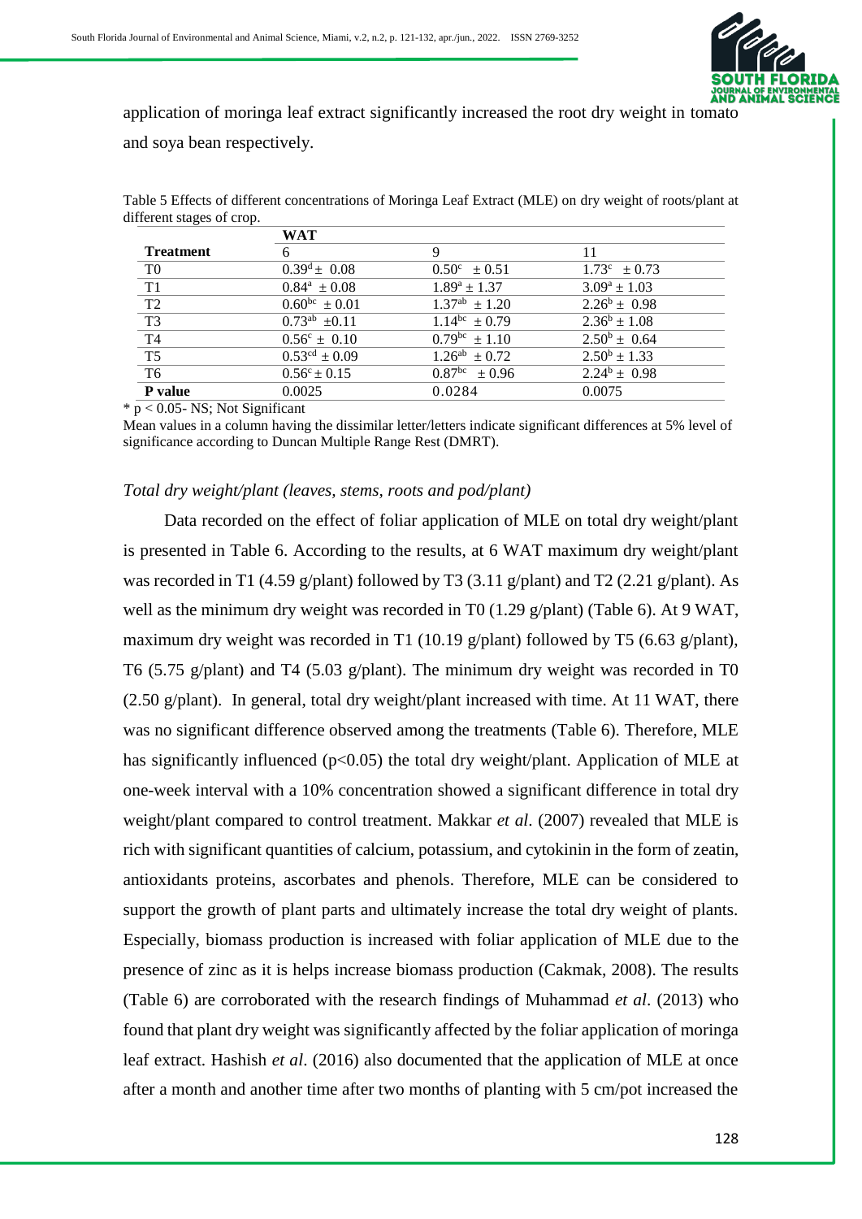application of moringa leaf extract significantly increased the root dry weight in tomato and soya bean respectively.

Table 5 Effects of different concentrations of Moringa Leaf Extract (MLE) on dry weight of roots/plant at different stages of crop.

| | **WAT** | | |
|---|---|---|---|
| **Treatment** | 6 | 9 | 11 |
| T0 | $0.39^{d} \pm 0.08$ | $0.50^{c} \pm 0.51$ | $1.73^{c} \pm 0.73$ |
| T1 | $0.84^{a} \pm 0.08$ | $1.89^{a} \pm 1.37$ | $3.09^{a} \pm 1.03$ |
| T2 | $0.60^{bc} \pm 0.01$ | $1.37^{ab} \pm 1.20$ | $2.26^{b} \pm 0.98$ |
| T3 | $0.73^{ab} \pm 0.11$ | $1.14^{bc} \pm 0.79$ | $2.36^{b} \pm 1.08$ |
| T4 | $0.56^{c} \pm 0.10$ | $0.79^{bc} \pm 1.10$ | $2.50^{b} \pm 0.64$ |
| T5 | $0.53^{cd} \pm 0.09$ | $1.26^{ab} \pm 0.72$ | $2.50^{b} \pm 1.33$ |
| T6 | $0.56^{c} \pm 0.15$ | $0.87^{bc} \pm 0.96$ | $2.24^{b} \pm 0.98$ |
| **P value** | 0.0025 | 0.0284 | 0.0075 |

* $p < 0.05$- NS; Not Significant

Mean values in a column having the dissimilar letter/letters indicate significant differences at 5% level of significance according to Duncan Multiple Range Rest (DMRT).

*Total dry weight/plant (leaves, stems, roots and pod/plant)*

Data recorded on the effect of foliar application of MLE on total dry weight/plant is presented in Table 6. According to the results, at 6 WAT maximum dry weight/plant was recorded in T1 (4.59 g/plant) followed by T3 (3.11 g/plant) and T2 (2.21 g/plant). As well as the minimum dry weight was recorded in T0 (1.29 g/plant) (Table 6). At 9 WAT, maximum dry weight was recorded in T1 (10.19 g/plant) followed by T5 (6.63 g/plant), T6 (5.75 g/plant) and T4 (5.03 g/plant). The minimum dry weight was recorded in T0 (2.50 g/plant). In general, total dry weight/plant increased with time. At 11 WAT, there was no significant difference observed among the treatments (Table 6). Therefore, MLE has significantly influenced ($p<0.05$) the total dry weight/plant. Application of MLE at one-week interval with a 10% concentration showed a significant difference in total dry weight/plant compared to control treatment. Makkar *et al*. (2007) revealed that MLE is rich with significant quantities of calcium, potassium, and cytokinin in the form of zeatin, antioxidants proteins, ascorbates and phenols. Therefore, MLE can be considered to support the growth of plant parts and ultimately increase the total dry weight of plants. Especially, biomass production is increased with foliar application of MLE due to the presence of zinc as it is helps increase biomass production (Cakmak, 2008). The results (Table 6) are corroborated with the research findings of Muhammad *et al*. (2013) who found that plant dry weight was significantly affected by the foliar application of moringa leaf extract. Hashish *et al*. (2016) also documented that the application of MLE at once after a month and another time after two months of planting with 5 cm/pot increased the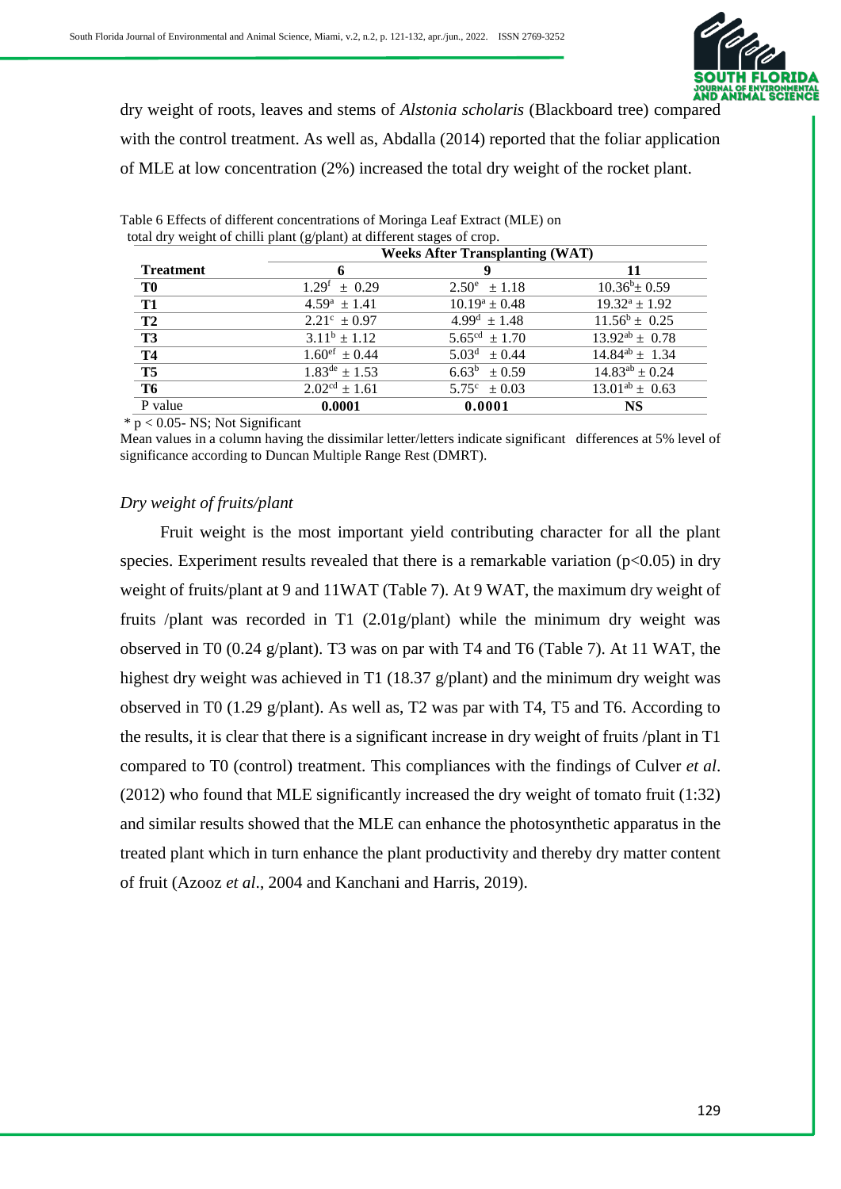dry weight of roots, leaves and stems of *Alstonia scholaris* (Blackboard tree) compared with the control treatment. As well as, Abdalla (2014) reported that the foliar application of MLE at low concentration (2%) increased the total dry weight of the rocket plant.

Table 6 Effects of different concentrations of Moringa Leaf Extract (MLE) on total dry weight of chilli plant (g/plant) at different stages of crop.

| **Treatment** | **Weeks After Transplanting (WAT)** | | |
|---|---|---|---|
| | **6** | **9** | **11** |
| **T0** | $1.29^{f} \pm 0.29$ | $2.50^{e} \pm 1.18$ | $10.36^{b} \pm 0.59$ |
| **T1** | $4.59^{a} \pm 1.41$ | $10.19^{a} \pm 0.48$ | $19.32^{a} \pm 1.92$ |
| **T2** | $2.21^{c} \pm 0.97$ | $4.99^{d} \pm 1.48$ | $11.56^{b} \pm 0.25$ |
| **T3** | $3.11^{b} \pm 1.12$ | $5.65^{cd} \pm 1.70$ | $13.92^{ab} \pm 0.78$ |
| **T4** | $1.60^{ef} \pm 0.44$ | $5.03^{d} \pm 0.44$ | $14.84^{ab} \pm 1.34$ |
| **T5** | $1.83^{de} \pm 1.53$ | $6.63^{b} \pm 0.59$ | $14.83^{ab} \pm 0.24$ |
| **T6** | $2.02^{cd} \pm 1.61$ | $5.75^{c} \pm 0.03$ | $13.01^{ab} \pm 0.63$ |
| P value | **0.0001** | **0.0001** | **NS** |

\* $p < 0.05$- NS; Not Significant

Mean values in a column having the dissimilar letter/letters indicate significant differences at 5% level of significance according to Duncan Multiple Range Rest (DMRT).

*Dry weight of fruits/plant*

Fruit weight is the most important yield contributing character for all the plant species. Experiment results revealed that there is a remarkable variation ($p<0.05$) in dry weight of fruits/plant at 9 and 11WAT (Table 7). At 9 WAT, the maximum dry weight of fruits /plant was recorded in T1 (2.01g/plant) while the minimum dry weight was observed in T0 (0.24 g/plant). T3 was on par with T4 and T6 (Table 7). At 11 WAT, the highest dry weight was achieved in T1 (18.37 g/plant) and the minimum dry weight was observed in T0 (1.29 g/plant). As well as, T2 was par with T4, T5 and T6. According to the results, it is clear that there is a significant increase in dry weight of fruits /plant in T1 compared to T0 (control) treatment. This compliances with the findings of Culver *et al*. (2012) who found that MLE significantly increased the dry weight of tomato fruit (1:32) and similar results showed that the MLE can enhance the photosynthetic apparatus in the treated plant which in turn enhance the plant productivity and thereby dry matter content of fruit (Azooz *et al*., 2004 and Kanchani and Harris, 2019).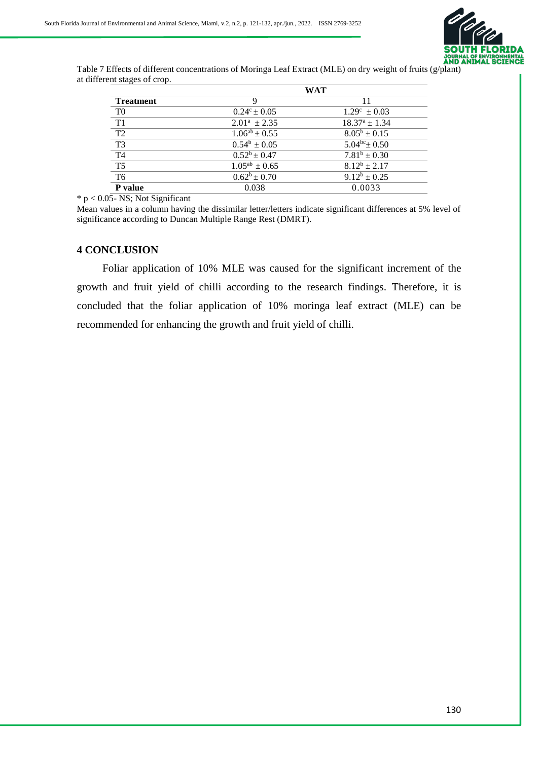Table 7 Effects of different concentrations of Moringa Leaf Extract (MLE) on dry weight of fruits (g/plant) at different stages of crop.

| | WAT | |
|---|---|---|
| **Treatment** | 9 | 11 |
| T0 | $0.24^{c} \pm 0.05$ | $1.29^{c} \pm 0.03$ |
| T1 | $2.01^{a} \pm 2.35$ | $18.37^{a} \pm 1.34$ |
| T2 | $1.06^{ab} \pm 0.55$ | $8.05^{b} \pm 0.15$ |
| T3 | $0.54^{b} \pm 0.05$ | $5.04^{bc} \pm 0.50$ |
| T4 | $0.52^{b} \pm 0.47$ | $7.81^{b} \pm 0.30$ |
| T5 | $1.05^{ab} \pm 0.65$ | $8.12^{b} \pm 2.17$ |
| T6 | $0.62^{b} \pm 0.70$ | $9.12^{b} \pm 0.25$ |
| **P value** | 0.038 | 0.0033 |

* $p < 0.05$- NS; Not Significant

Mean values in a column having the dissimilar letter/letters indicate significant differences at 5% level of significance according to Duncan Multiple Range Rest (DMRT).

## 4 CONCLUSION

Foliar application of 10% MLE was caused for the significant increment of the growth and fruit yield of chilli according to the research findings. Therefore, it is concluded that the foliar application of 10% moringa leaf extract (MLE) can be recommended for enhancing the growth and fruit yield of chilli.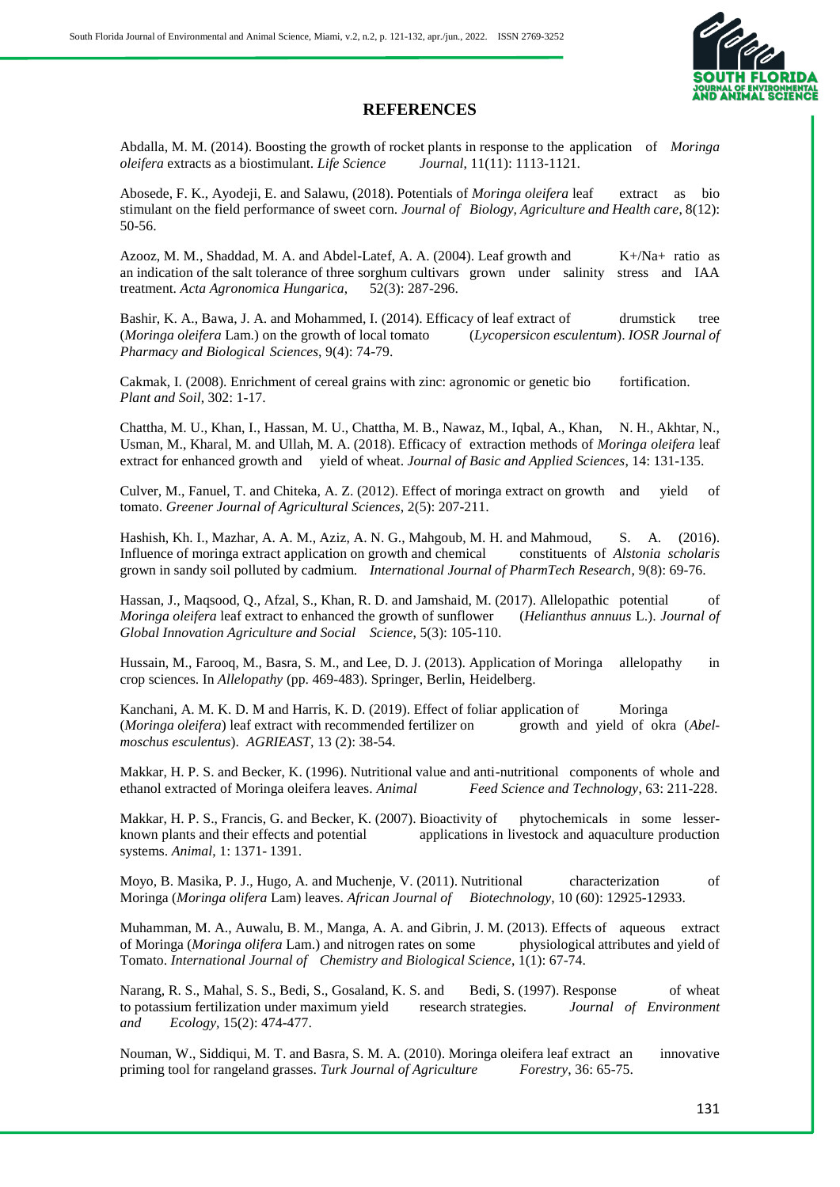## REFERENCES

Abdalla, M. M. (2014). Boosting the growth of rocket plants in response to the application of *Moringa oleifera* extracts as a biostimulant. *Life Science Journal*, 11(11): 1113-1121.

Abosede, F. K., Ayodeji, E. and Salawu, (2018). Potentials of *Moringa oleifera* leaf extract as bio stimulant on the field performance of sweet corn. *Journal of Biology, Agriculture and Health care*, 8(12): 50-56.

Azooz, M. M., Shaddad, M. A. and Abdel-Latef, A. A. (2004). Leaf growth and $K^+/Na^+$ ratio as an indication of the salt tolerance of three sorghum cultivars grown under salinity stress and IAA treatment. *Acta Agronomica Hungarica*, 52(3): 287-296.

Bashir, K. A., Bawa, J. A. and Mohammed, I. (2014). Efficacy of leaf extract of drumstick tree (*Moringa oleifera* Lam.) on the growth of local tomato (*Lycopersicon esculentum*). *IOSR Journal of Pharmacy and Biological Sciences*, 9(4): 74-79.

Cakmak, I. (2008). Enrichment of cereal grains with zinc: agronomic or genetic bio fortification. *Plant and Soil*, 302: 1-17.

Chattha, M. U., Khan, I., Hassan, M. U., Chattha, M. B., Nawaz, M., Iqbal, A., Khan, N. H., Akhtar, N., Usman, M., Kharal, M. and Ullah, M. A. (2018). Efficacy of extraction methods of *Moringa oleifera* leaf extract for enhanced growth and yield of wheat. *Journal of Basic and Applied Sciences*, 14: 131-135.

Culver, M., Fanuel, T. and Chiteka, A. Z. (2012). Effect of moringa extract on growth and yield of tomato. *Greener Journal of Agricultural Sciences*, 2(5): 207-211.

Hashish, Kh. I., Mazhar, A. A. M., Aziz, A. N. G., Mahgoub, M. H. and Mahmoud, S. A. (2016). Influence of moringa extract application on growth and chemical constituents of *Alstonia scholaris* grown in sandy soil polluted by cadmium. *International Journal of PharmTech Research*, 9(8): 69-76.

Hassan, J., Maqsood, Q., Afzal, S., Khan, R. D. and Jamshaid, M. (2017). Allelopathic potential of *Moringa oleifera* leaf extract to enhanced the growth of sunflower (*Helianthus annuus* L.). *Journal of Global Innovation Agriculture and Social Science*, 5(3): 105-110.

Hussain, M., Farooq, M., Basra, S. M., and Lee, D. J. (2013). Application of Moringa allelopathy in crop sciences. In *Allelopathy* (pp. 469-483). Springer, Berlin, Heidelberg.

Kanchani, A. M. K. D. M and Harris, K. D. (2019). Effect of foliar application of Moringa (*Moringa oleifera*) leaf extract with recommended fertilizer on growth and yield of okra (*Abelmoschus esculentus*). *AGRIEAST*, 13 (2): 38-54.

Makkar, H. P. S. and Becker, K. (1996). Nutritional value and anti-nutritional components of whole and ethanol extracted of Moringa oleifera leaves. *Animal Feed Science and Technology*, 63: 211-228.

Makkar, H. P. S., Francis, G. and Becker, K. (2007). Bioactivity of phytochemicals in some lesser-known plants and their effects and potential applications in livestock and aquaculture production systems. *Animal*, 1: 1371- 1391.

Moyo, B. Masika, P. J., Hugo, A. and Muchenje, V. (2011). Nutritional characterization of Moringa (*Moringa olifera* Lam) leaves. *African Journal of Biotechnology*, 10 (60): 12925-12933.

Muhamman, M. A., Auwalu, B. M., Manga, A. A. and Gibrin, J. M. (2013). Effects of aqueous extract of Moringa (*Moringa olifera* Lam.) and nitrogen rates on some physiological attributes and yield of Tomato. *International Journal of Chemistry and Biological Science*, 1(1): 67-74.

Narang, R. S., Mahal, S. S., Bedi, S., Gosaland, K. S. and Bedi, S. (1997). Response of wheat to potassium fertilization under maximum yield research strategies. *Journal of Environment and Ecology*, 15(2): 474-477.

Nouman, W., Siddiqui, M. T. and Basra, S. M. A. (2010). Moringa oleifera leaf extract an innovative priming tool for rangeland grasses. *Turk Journal of Agriculture Forestry*, 36: 65-75.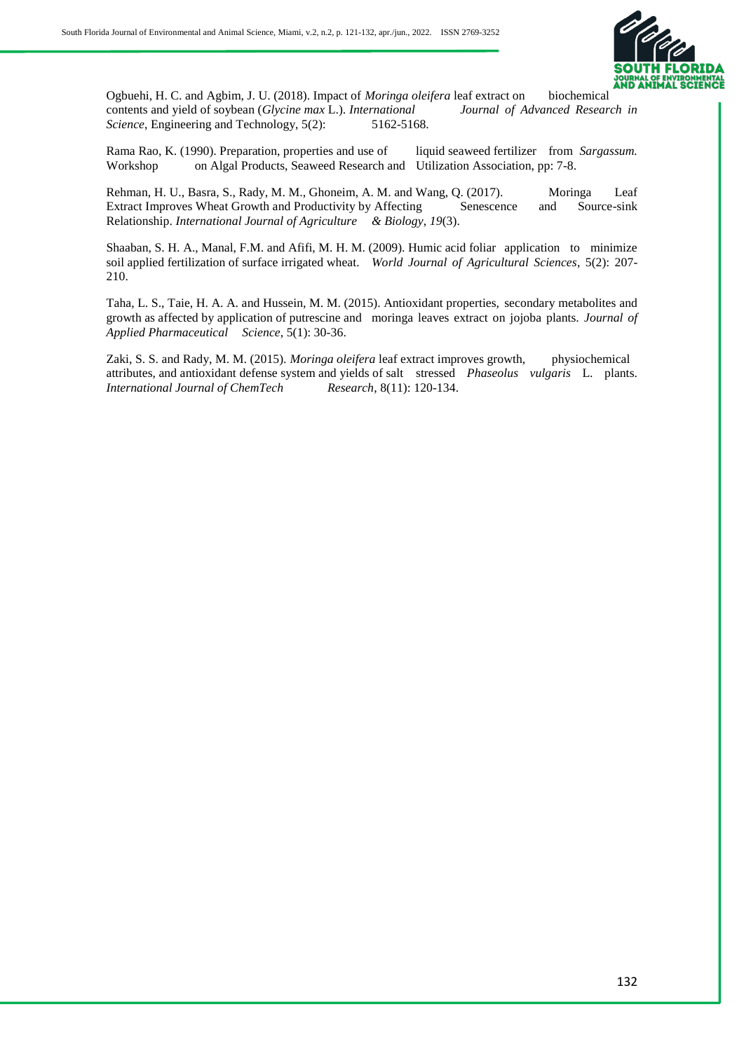Ogbuehi, H. C. and Agbim, J. U. (2018). Impact of *Moringa oleifera* leaf extract on biochemical contents and yield of soybean (*Glycine max* L.). *International Journal of Advanced Research in Science*, Engineering and Technology, 5(2): 5162-5168.

Rama Rao, K. (1990). Preparation, properties and use of liquid seaweed fertilizer from *Sargassum.* Workshop on Algal Products, Seaweed Research and Utilization Association, pp: 7-8.

Rehman, H. U., Basra, S., Rady, M. M., Ghoneim, A. M. and Wang, Q. (2017). Moringa Leaf Extract Improves Wheat Growth and Productivity by Affecting Senescence and Source-sink Relationship. *International Journal of Agriculture & Biology, 19*(3).

Shaaban, S. H. A., Manal, F.M. and Afifi, M. H. M. (2009). Humic acid foliar application to minimize soil applied fertilization of surface irrigated wheat. *World Journal of Agricultural Sciences*, 5(2): 207-210.

Taha, L. S., Taie, H. A. A. and Hussein, M. M. (2015). Antioxidant properties, secondary metabolites and growth as affected by application of putrescine and moringa leaves extract on jojoba plants. *Journal of Applied Pharmaceutical Science*, 5(1): 30-36.

Zaki, S. S. and Rady, M. M. (2015). *Moringa oleifera* leaf extract improves growth, physiochemical attributes, and antioxidant defense system and yields of salt stressed *Phaseolus vulgaris* L. plants. *International Journal of ChemTech Research*, 8(11): 120-134.